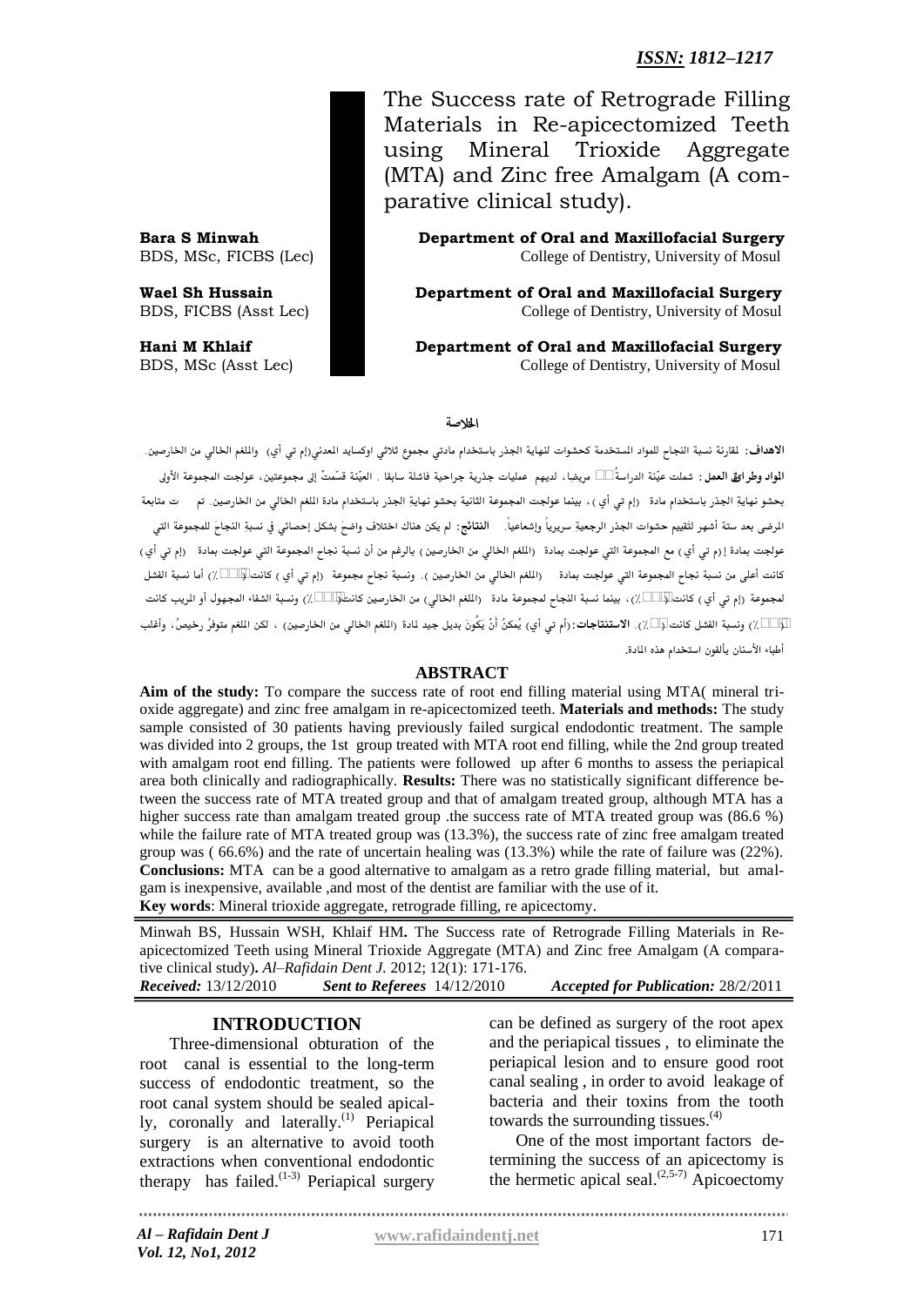*ISSN: 1812–1217*

# The Success rate of Retrograde Filling Materials in Re-apicectomized Teeth using Mineral Trioxide Aggregate (MTA) and Zinc free Amalgam (A comparative clinical study).

**Bara S Minwah**
BDS, MSc, FICBS (Lec)
**Department of Oral and Maxillofacial Surgery**
College of Dentistry, University of Mosul

**Wael Sh Hussain**
BDS, FICBS (Asst Lec)
**Department of Oral and Maxillofacial Surgery**
College of Dentistry, University of Mosul

**Hani M Khlaif**
BDS, MSc (Asst Lec)
**Department of Oral and Maxillofacial Surgery**
College of Dentistry, University of Mosul

## الخلاصة

**الاهداف:** لمقارنة نسبة النجاح للمواد المستخدمة كحشوات لنهاية الجذر باستخدام مادتي مجموع ثلاثي اوكسايد المعدني(إم تي أي) واللغم الخالي من الخارصين. **المواد وطرائق العمل:** شملت عيّنة الدراسةُ ٣٠ مريضا، لديهم عمليات جذرية جراحية فاشلة سابقا . العيّنة قسّمتْ إلى مجموعتين، عولجت المجموعة الأولى بحشو نهايةِ الجذر باستخدام مادة (إم تي أي)، بينما عولجت المجموعة الثانية بحشو نهايةِ الجذر باستخدام مادة اللغم الخالي من الخارصين. تم متابعة المرضى بعد ستة أشهر لتقييم حشوات الجذر الرجعية سريرياً وإشعاعياً. **النتائج:** لم يكن هناك اختلاف واضحَ بشكل إحصائي في نسبة النجاحَ للمجموعة التي عولجت بمادة (إم تي أي) مع المجموعة التي عولجت بمادة (اللغم الخالي من الخارصين) بالرغم من أن نسبة نجاح المجموعة التي عولجت بمادة (إم تي أي) كانت أعلى من نسبة نجاح المجموعة التي عولجت بمادة (اللغم الخالي من الخارصين). ونسبة نجاح مجموعة (إم تي أي) كانت(٨٦.٦٪) أما نسبة الفشل لمجموعة (إم تي أي) كانت(١٣.٣٪)، بينما نسبة النجاح لمجموعة مادة (اللغم الخالي) من الخارصين كانت(٦٦.٦٪) ونسبة الشفاء المجهول أو المريب كانت (١٣.٣٪) ونسبة الفشل كانت(٢٢٪). **الاستنتاجات:** (أم تي أي) يُمكنُ أنْ يَكُونَ بديل جيد لمادة (اللغم الخالي من الخارصين) ، لكن اللغم متوفرُ رخيصُ، وأغلب أطباء الأسنان يألفون استخدام هذه المادة.

## ABSTRACT

**Aim of the study:** To compare the success rate of root end filling material using MTA( mineral trioxide aggregate) and zinc free amalgam in re-apicectomized teeth. **Materials and methods:** The study sample consisted of 30 patients having previously failed surgical endodontic treatment. The sample was divided into 2 groups, the 1st group treated with MTA root end filling, while the 2nd group treated with amalgam root end filling. The patients were followed up after 6 months to assess the periapical area both clinically and radiographically. **Results:** There was no statistically significant difference between the success rate of MTA treated group and that of amalgam treated group, although MTA has a higher success rate than amalgam treated group .the success rate of MTA treated group was (86.6 %) while the failure rate of MTA treated group was (13.3%), the success rate of zinc free amalgam treated group was ( 66.6%) and the rate of uncertain healing was (13.3%) while the rate of failure was (22%). **Conclusions:** MTA can be a good alternative to amalgam as a retro grade filling material, but amalgam is inexpensive, available ,and most of the dentist are familiar with the use of it.

**Key words**: Mineral trioxide aggregate, retrograde filling, re apicectomy.

Minwah BS, Hussain WSH, Khlaif HM**.** The Success rate of Retrograde Filling Materials in Re-apicectomized Teeth using Mineral Trioxide Aggregate (MTA) and Zinc free Amalgam (A comparative clinical study)**.** *Al–Rafidain Dent J.* 2012; 12(1): 171-176.

***Received:*** 13/12/2010 ***Sent to Referees*** 14/12/2010 ***Accepted for Publication:*** 28/2/2011

## INTRODUCTION

Three-dimensional obturation of the root canal is essential to the long-term success of endodontic treatment, so the root canal system should be sealed apically, coronally and laterally.[1] Periapical surgery is an alternative to avoid tooth extractions when conventional endodontic therapy has failed.[1-3] Periapical surgery can be defined as surgery of the root apex and the periapical tissues , to eliminate the periapical lesion and to ensure good root canal sealing , in order to avoid leakage of bacteria and their toxins from the tooth towards the surrounding tissues.[4]

One of the most important factors determining the success of an apicectomy is the hermetic apical seal.[2,5-7] Apicoectomy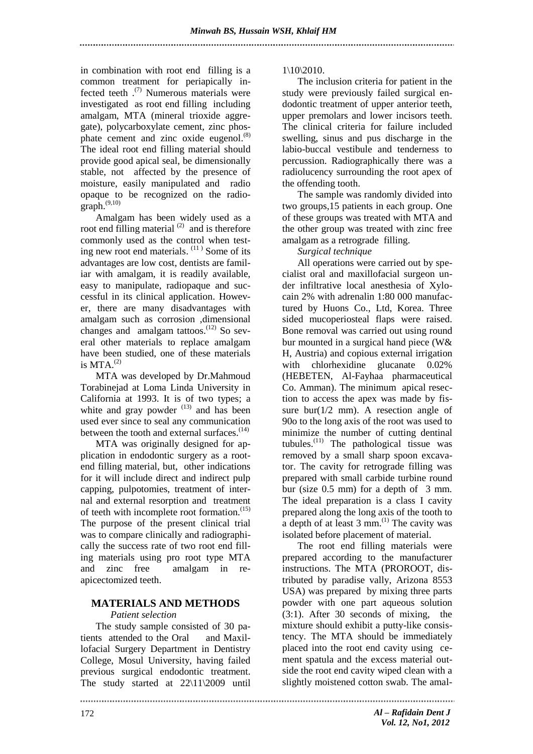in combination with root end filling is a common treatment for periapically infected teeth .[7] Numerous materials were investigated as root end filling including amalgam, MTA (mineral trioxide aggregate), polycarboxylate cement, zinc phosphate cement and zinc oxide eugenol.[8] The ideal root end filling material should provide good apical seal, be dimensionally stable, not affected by the presence of moisture, easily manipulated and radio opaque to be recognized on the radiograph.[9,10]

Amalgam has been widely used as a root end filling material [2] and is therefore commonly used as the control when testing new root end materials. [11] Some of its advantages are low cost, dentists are familiar with amalgam, it is readily available, easy to manipulate, radiopaque and successful in its clinical application. However, there are many disadvantages with amalgam such as corrosion ,dimensional changes and amalgam tattoos.[12] So several other materials to replace amalgam have been studied, one of these materials is MTA.[2]

MTA was developed by Dr.Mahmoud Torabinejad at Loma Linda University in California at 1993. It is of two types; a white and gray powder [13] and has been used ever since to seal any communication between the tooth and external surfaces.[14]

MTA was originally designed for application in endodontic surgery as a root-end filling material, but, other indications for it will include direct and indirect pulp capping, pulpotomies, treatment of internal and external resorption and treatment of teeth with incomplete root formation.[15] The purpose of the present clinical trial was to compare clinically and radiographically the success rate of two root end filling materials using pro root type MTA and zinc free amalgam in re-apicectomized teeth.

## MATERIALS AND METHODS

*Patient selection*

The study sample consisted of 30 patients attended to the Oral and Maxillofacial Surgery Department in Dentistry College, Mosul University, having failed previous surgical endodontic treatment. The study started at 22\11\2009 until 1\10\2010.

The inclusion criteria for patient in the study were previously failed surgical endodontic treatment of upper anterior teeth, upper premolars and lower incisors teeth. The clinical criteria for failure included swelling, sinus and pus discharge in the labio-buccal vestibule and tenderness to percussion. Radiographically there was a radiolucency surrounding the root apex of the offending tooth.

The sample was randomly divided into two groups,15 patients in each group. One of these groups was treated with MTA and the other group was treated with zinc free amalgam as a retrograde filling.

*Surgical technique*

All operations were carried out by specialist oral and maxillofacial surgeon under infiltrative local anesthesia of Xylocain 2% with adrenalin 1:80 000 manufactured by Huons Co., Ltd, Korea. Three sided mucoperiosteal flaps were raised. Bone removal was carried out using round bur mounted in a surgical hand piece (W& H, Austria) and copious external irrigation with chlorhexidine glucanate 0.02% (HEBETEN, Al-Fayhaa pharmaceutical Co. Amman). The minimum apical resection to access the apex was made by fissure bur(1/2 mm). A resection angle of 90o to the long axis of the root was used to minimize the number of cutting dentinal tubules.[11] The pathological tissue was removed by a small sharp spoon excavator. The cavity for retrograde filling was prepared with small carbide turbine round bur (size 0.5 mm) for a depth of 3 mm. The ideal preparation is a class I cavity prepared along the long axis of the tooth to a depth of at least 3 mm.[1] The cavity was isolated before placement of material.

The root end filling materials were prepared according to the manufacturer instructions. The MTA (PROROOT, distributed by paradise vally, Arizona 8553 USA) was prepared by mixing three parts powder with one part aqueous solution (3:1). After 30 seconds of mixing, the mixture should exhibit a putty-like consistency. The MTA should be immediately placed into the root end cavity using cement spatula and the excess material outside the root end cavity wiped clean with a slightly moistened cotton swab. The amal-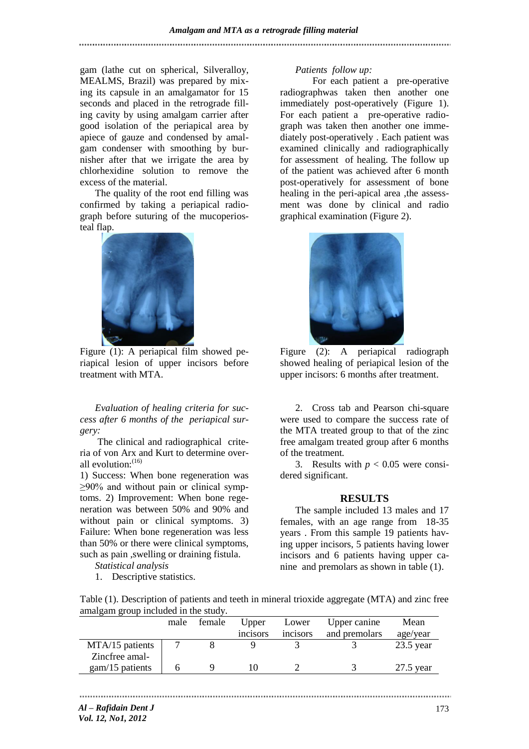gam (lathe cut on spherical, Silveralloy, MEALMS, Brazil) was prepared by mixing its capsule in an amalgamator for 15 seconds and placed in the retrograde filling cavity by using amalgam carrier after good isolation of the periapical area by apiece of gauze and condensed by amalgam condenser with smoothing by burnisher after that we irrigate the area by chlorhexidine solution to remove the excess of the material.

The quality of the root end filling was confirmed by taking a periapical radiograph before suturing of the mucoperiosteal flap.

Figure (1): A periapical film showed periapical lesion of upper incisors before treatment with MTA.

*Evaluation of healing criteria for success after 6 months of the periapical surgery:*

The clinical and radiographical criteria of von Arx and Kurt to determine overall evolution:[16]

1) Success: When bone regeneration was ≥90% and without pain or clinical symptoms. 2) Improvement: When bone regeneration was between 50% and 90% and without pain or clinical symptoms. 3) Failure: When bone regeneration was less than 50% or there were clinical symptoms, such as pain ,swelling or draining fistula.

*Statistical analysis*

1. Descriptive statistics.
2. Cross tab and Pearson chi-square were used to compare the success rate of the MTA treated group to that of the zinc free amalgam treated group after 6 months of the treatment.
3. Results with $p < 0.05$ were considered significant.

*Patients follow up:*

For each patient a pre-operative radiographwas taken then another one immediately post-operatively (Figure 1). For each patient a pre-operative radiograph was taken then another one immediately post-operatively . Each patient was examined clinically and radiographically for assessment of healing. The follow up of the patient was achieved after 6 month post-operatively for assessment of bone healing in the peri-apical area ,the assessment was done by clinical and radio graphical examination (Figure 2).

Figure (2): A periapical radiograph showed healing of periapical lesion of the upper incisors: 6 months after treatment.

## RESULTS

The sample included 13 males and 17 females, with an age range from 18-35 years . From this sample 19 patients having upper incisors, 5 patients having lower incisors and 6 patients having upper canine and premolars as shown in table (1).

Table (1). Description of patients and teeth in mineral trioxide aggregate (MTA) and zinc free amalgam group included in the study.

| | male | female | Upper incisors | Lower incisors | Upper canine and premolars | Mean age/year |
|---|---|---|---|---|---|---|
| MTA/15 patients | 7 | 8 | 9 | 3 | 3 | 23.5 year |
| Zincfree amalgam/15 patients | 6 | 9 | 10 | 2 | 3 | 27.5 year |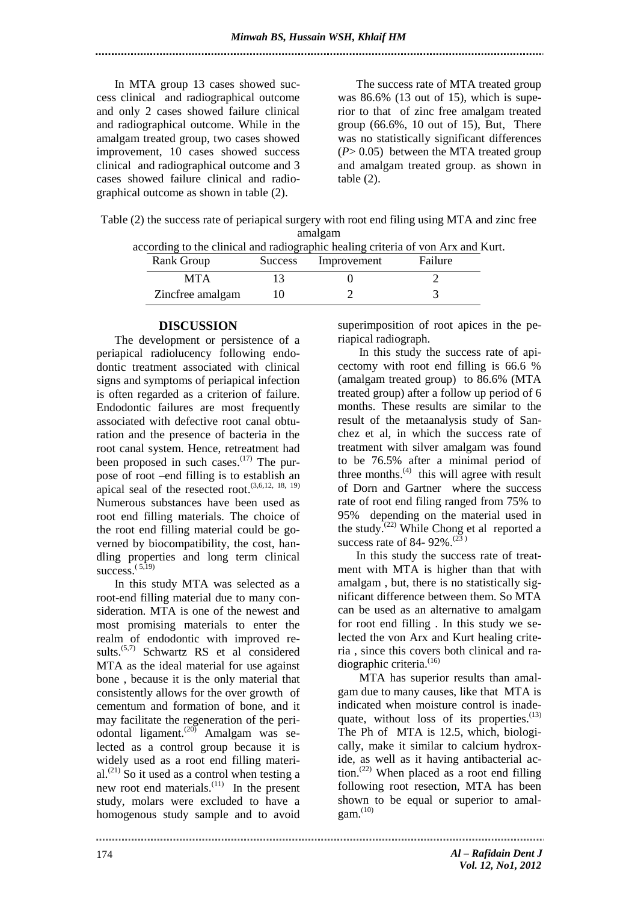In MTA group 13 cases showed success clinical and radiographical outcome and only 2 cases showed failure clinical and radiographical outcome. While in the amalgam treated group, two cases showed improvement, 10 cases showed success clinical and radiographical outcome and 3 cases showed failure clinical and radiographical outcome as shown in table (2).

The success rate of MTA treated group was 86.6% (13 out of 15), which is superior to that of zinc free amalgam treated group (66.6%, 10 out of 15), But, There was no statistically significant differences ($P > 0.05$) between the MTA treated group and amalgam treated group. as shown in table (2).

Table (2) the success rate of periapical surgery with root end filing using MTA and zinc free amalgam according to the clinical and radiographic healing criteria of von Arx and Kurt.

| Rank Group | Success | Improvement | Failure |
|---|---|---|---|
| MTA | 13 | 0 | 2 |
| Zincfree amalgam | 10 | 2 | 3 |

## DISCUSSION

The development or persistence of a periapical radiolucency following endodontic treatment associated with clinical signs and symptoms of periapical infection is often regarded as a criterion of failure. Endodontic failures are most frequently associated with defective root canal obturation and the presence of bacteria in the root canal system. Hence, retreatment had been proposed in such cases.[17] The purpose of root –end filling is to establish an apical seal of the resected root.[3,6,12, 18, 19] Numerous substances have been used as root end filling materials. The choice of the root end filling material could be governed by biocompatibility, the cost, handling properties and long term clinical success.[5,19]

In this study MTA was selected as a root-end filling material due to many consideration. MTA is one of the newest and most promising materials to enter the realm of endodontic with improved results.[5,7] Schwartz RS et al considered MTA as the ideal material for use against bone , because it is the only material that consistently allows for the over growth of cementum and formation of bone, and it may facilitate the regeneration of the periodontal ligament.[20] Amalgam was selected as a control group because it is widely used as a root end filling material.[21] So it used as a control when testing a new root end materials.[11] In the present study, molars were excluded to have a homogenous study sample and to avoid superimposition of root apices in the periapical radiograph.

In this study the success rate of apicectomy with root end filling is 66.6 % (amalgam treated group) to 86.6% (MTA treated group) after a follow up period of 6 months. These results are similar to the result of the metaanalysis study of Sanchez et al, in which the success rate of treatment with silver amalgam was found to be 76.5% after a minimal period of three months.[4] this will agree with result of Dorn and Gartner where the success rate of root end filing ranged from 75% to 95% depending on the material used in the study.[22] While Chong et al reported a success rate of 84- 92%.[23]

In this study the success rate of treatment with MTA is higher than that with amalgam , but, there is no statistically significant difference between them. So MTA can be used as an alternative to amalgam for root end filling . In this study we selected the von Arx and Kurt healing criteria , since this covers both clinical and radiographic criteria.[16]

MTA has superior results than amalgam due to many causes, like that MTA is indicated when moisture control is inadequate, without loss of its properties.[13] The Ph of MTA is 12.5, which, biologically, make it similar to calcium hydroxide, as well as it having antibacterial action.[22] When placed as a root end filling following root resection, MTA has been shown to be equal or superior to amalgam.[10]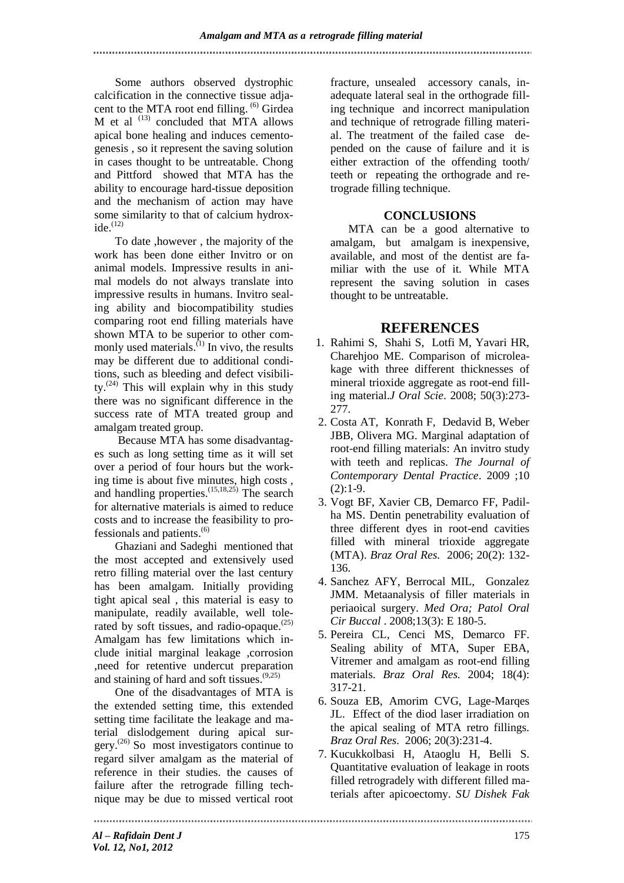Some authors observed dystrophic calcification in the connective tissue adjacent to the MTA root end filling.[6] Girdea M et al [13] concluded that MTA allows apical bone healing and induces cementogenesis , so it represent the saving solution in cases thought to be untreatable. Chong and Pittford showed that MTA has the ability to encourage hard-tissue deposition and the mechanism of action may have some similarity to that of calcium hydroxide.[12]

To date ,however , the majority of the work has been done either Invitro or on animal models. Impressive results in animal models do not always translate into impressive results in humans. Invitro sealing ability and biocompatibility studies comparing root end filling materials have shown MTA to be superior to other commonly used materials.[1] In vivo, the results may be different due to additional conditions, such as bleeding and defect visibility.[24] This will explain why in this study there was no significant difference in the success rate of MTA treated group and amalgam treated group.

Because MTA has some disadvantages such as long setting time as it will set over a period of four hours but the working time is about five minutes, high costs , and handling properties.[15,18,25] The search for alternative materials is aimed to reduce costs and to increase the feasibility to professionals and patients.[6]

Ghaziani and Sadeghi mentioned that the most accepted and extensively used retro filling material over the last century has been amalgam. Initially providing tight apical seal , this material is easy to manipulate, readily available, well tolerated by soft tissues, and radio-opaque.[25] Amalgam has few limitations which include initial marginal leakage ,corrosion ,need for retentive undercut preparation and staining of hard and soft tissues.[9,25]

One of the disadvantages of MTA is the extended setting time, this extended setting time facilitate the leakage and material dislodgement during apical surgery.[26] So most investigators continue to regard silver amalgam as the material of reference in their studies. the causes of failure after the retrograde filling technique may be due to missed vertical root fracture, unsealed accessory canals, inadequate lateral seal in the orthograde filling technique and incorrect manipulation and technique of retrograde filling material. The treatment of the failed case depended on the cause of failure and it is either extraction of the offending tooth/ teeth or repeating the orthograde and retrograde filling technique.

## CONCLUSIONS

MTA can be a good alternative to amalgam, but amalgam is inexpensive, available, and most of the dentist are familiar with the use of it. While MTA represent the saving solution in cases thought to be untreatable.

## REFERENCES

1. Rahimi S, Shahi S, Lotfi M, Yavari HR, Charehjoo ME. Comparison of microleakage with three different thicknesses of mineral trioxide aggregate as root-end filling material.*J Oral Scie*. 2008; 50(3):273-277.
2. Costa AT, Konrath F, Dedavid B, Weber JBB, Olivera MG. Marginal adaptation of root-end filling materials: An invitro study with teeth and replicas. *The Journal of Contemporary Dental Practice*. 2009 ;10 (2):1-9.
3. Vogt BF, Xavier CB, Demarco FF, Padilha MS. Dentin penetrability evaluation of three different dyes in root-end cavities filled with mineral trioxide aggregate (MTA). *Braz Oral Res.* 2006; 20(2): 132-136.
4. Sanchez AFY, Berrocal MIL, Gonzalez JMM. Metaanalysis of filler materials in periaoical surgery. *Med Ora; Patol Oral Cir Buccal* . 2008;13(3): E 180-5.
5. Pereira CL, Cenci MS, Demarco FF. Sealing ability of MTA, Super EBA, Vitremer and amalgam as root-end filling materials. *Braz Oral Res.* 2004; 18(4): 317-21.
6. Souza EB, Amorim CVG, Lage-Marqes JL. Effect of the diod laser irradiation on the apical sealing of MTA retro fillings. *Braz Oral Res*. 2006; 20(3):231-4.
7. Kucukkolbasi H, Ataoglu H, Belli S. Quantitative evaluation of leakage in roots filled retrogradely with different filled materials after apicoectomy. *SU Dishek Fak*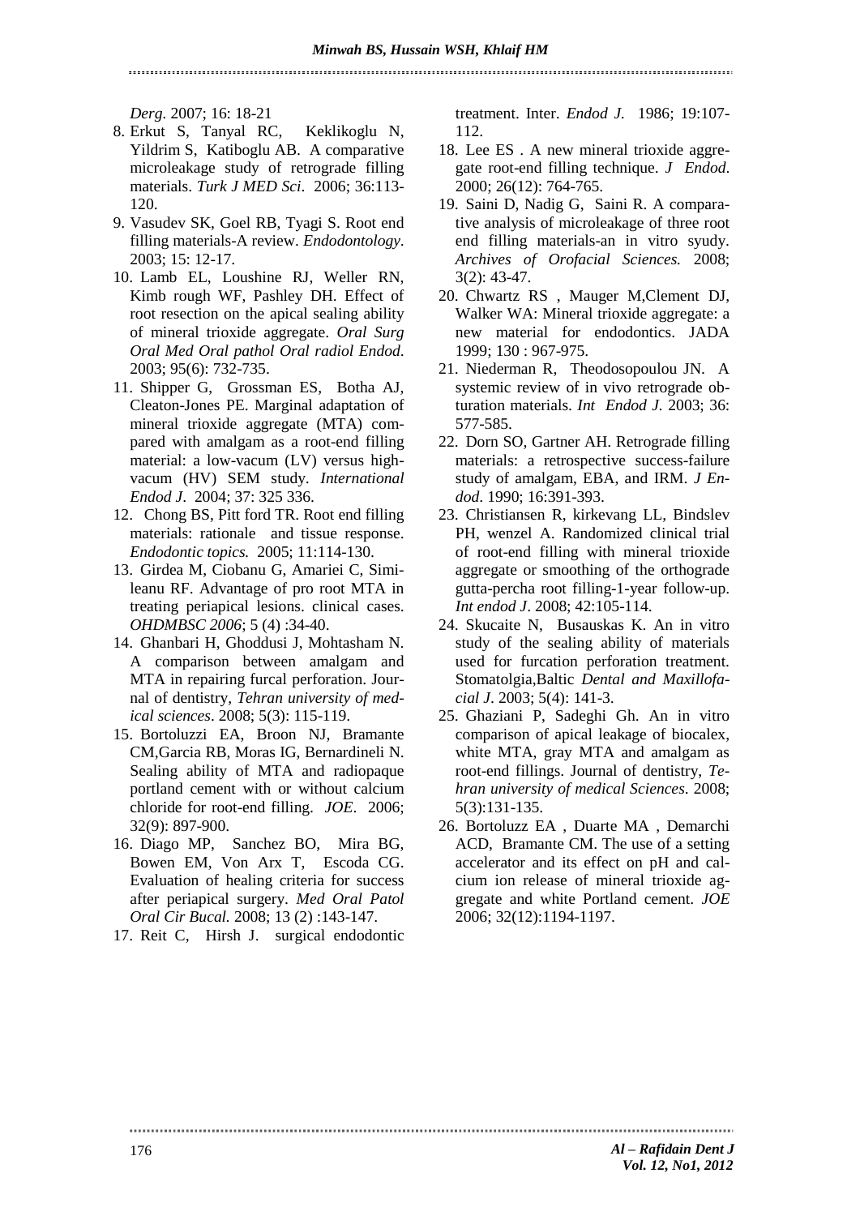*Derg*. 2007; 16: 18-21

8. Erkut S, Tanyal RC, Keklikoglu N, Yildrim S, Katiboglu AB. A comparative microleakage study of retrograde filling materials. *Turk J MED Sci*. 2006; 36:113-120.
9. Vasudev SK, Goel RB, Tyagi S. Root end filling materials-A review. *Endodontology*. 2003; 15: 12-17.
10. Lamb EL, Loushine RJ, Weller RN, Kimb rough WF, Pashley DH. Effect of root resection on the apical sealing ability of mineral trioxide aggregate. *Oral Surg Oral Med Oral pathol Oral radiol Endod*. 2003; 95(6): 732-735.
11. Shipper G, Grossman ES, Botha AJ, Cleaton-Jones PE. Marginal adaptation of mineral trioxide aggregate (MTA) compared with amalgam as a root-end filling material: a low-vacum (LV) versus high-vacum (HV) SEM study. *International Endod J*. 2004; 37: 325 336.
12. Chong BS, Pitt ford TR. Root end filling materials: rationale and tissue response. *Endodontic topics.* 2005; 11:114-130.
13. Girdea M, Ciobanu G, Amariei C, Simileanu RF. Advantage of pro root MTA in treating periapical lesions. clinical cases. *OHDMBSC 2006*; 5 (4) :34-40.
14. Ghanbari H, Ghoddusi J, Mohtasham N. A comparison between amalgam and MTA in repairing furcal perforation. Journal of dentistry, *Tehran university of medical sciences*. 2008; 5(3): 115-119.
15. Bortoluzzi EA, Broon NJ, Bramante CM,Garcia RB, Moras IG, Bernardineli N. Sealing ability of MTA and radiopaque portland cement with or without calcium chloride for root-end filling. *JOE*. 2006; 32(9): 897-900.
16. Diago MP, Sanchez BO, Mira BG, Bowen EM, Von Arx T, Escoda CG. Evaluation of healing criteria for success after periapical surgery. *Med Oral Patol Oral Cir Bucal.* 2008; 13 (2) :143-147.
17. Reit C, Hirsh J. surgical endodontic treatment. Inter. *Endod J.* 1986; 19:107-112.
18. Lee ES . A new mineral trioxide aggregate root-end filling technique. *J Endod*. 2000; 26(12): 764-765.
19. Saini D, Nadig G, Saini R. A comparative analysis of microleakage of three root end filling materials-an in vitro syudy. *Archives of Orofacial Sciences.* 2008; 3(2): 43-47.
20. Chwartz RS , Mauger M,Clement DJ, Walker WA: Mineral trioxide aggregate: a new material for endodontics. JADA 1999; 130 : 967-975.
21. Niederman R, Theodosopoulou JN. A systemic review of in vivo retrograde obturation materials. *Int Endod J*. 2003; 36: 577-585.
22. Dorn SO, Gartner AH. Retrograde filling materials: a retrospective success-failure study of amalgam, EBA, and IRM. *J Endod*. 1990; 16:391-393.
23. Christiansen R, kirkevang LL, Bindslev PH, wenzel A. Randomized clinical trial of root-end filling with mineral trioxide aggregate or smoothing of the orthograde gutta-percha root filling-1-year follow-up. *Int endod J*. 2008; 42:105-114.
24. Skucaite N, Busauskas K. An in vitro study of the sealing ability of materials used for furcation perforation treatment. Stomatolgia,Baltic *Dental and Maxillofacial J*. 2003; 5(4): 141-3.
25. Ghaziani P, Sadeghi Gh. An in vitro comparison of apical leakage of biocalex, white MTA, gray MTA and amalgam as root-end fillings. Journal of dentistry, *Tehran university of medical Sciences*. 2008; 5(3):131-135.
26. Bortoluzz EA , Duarte MA , Demarchi ACD, Bramante CM. The use of a setting accelerator and its effect on pH and calcium ion release of mineral trioxide aggregate and white Portland cement. *JOE* 2006; 32(12):1194-1197.